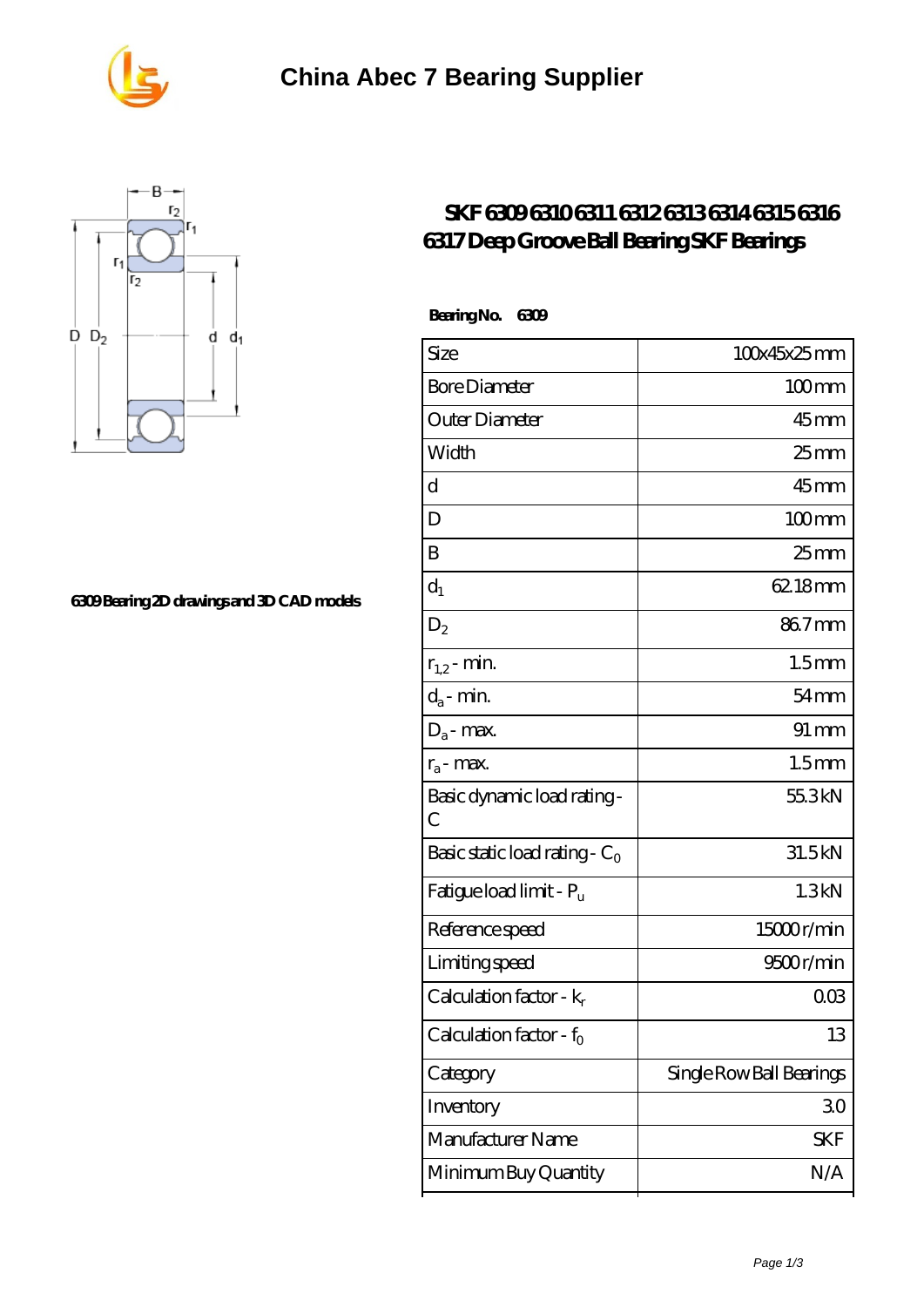# China Abec 7 Bearing Supplier

## SKF 6309 6310 6311 6312 6313 6314 6315 6316 6317 Deep Groove Ball Bearing SKF Bearings

6309 Bearing 2D drawings and 3D CAD models

**Bearing No. 6309**

| Size | 100x45x25 mm |
|---|---|
| Bore Diameter | 100 mm |
| Outer Diameter | 45 mm |
| Width | 25 mm |
| d | 45 mm |
| D | 100 mm |
| B | 25 mm |
| $d_1$ | 62.18 mm |
| $D_2$ | 86.7 mm |
| $r_{1,2}$ - min. | 1.5 mm |
| $d_a$ - min. | 54 mm |
| $D_a$ - max. | 91 mm |
| $r_a$ - max. | 1.5 mm |
| Basic dynamic load rating - C | 55.3 kN |
| Basic static load rating - $C_0$ | 31.5 kN |
| Fatigue load limit - $P_u$ | 1.3 kN |
| Reference speed | 15000 r/min |
| Limiting speed | 9500 r/min |
| Calculation factor - $k_r$ | 0.03 |
| Calculation factor - $f_0$ | 13 |
| Category | Single Row Ball Bearings |
| Inventory | 3.0 |
| Manufacturer Name | SKF |
| Minimum Buy Quantity | N/A |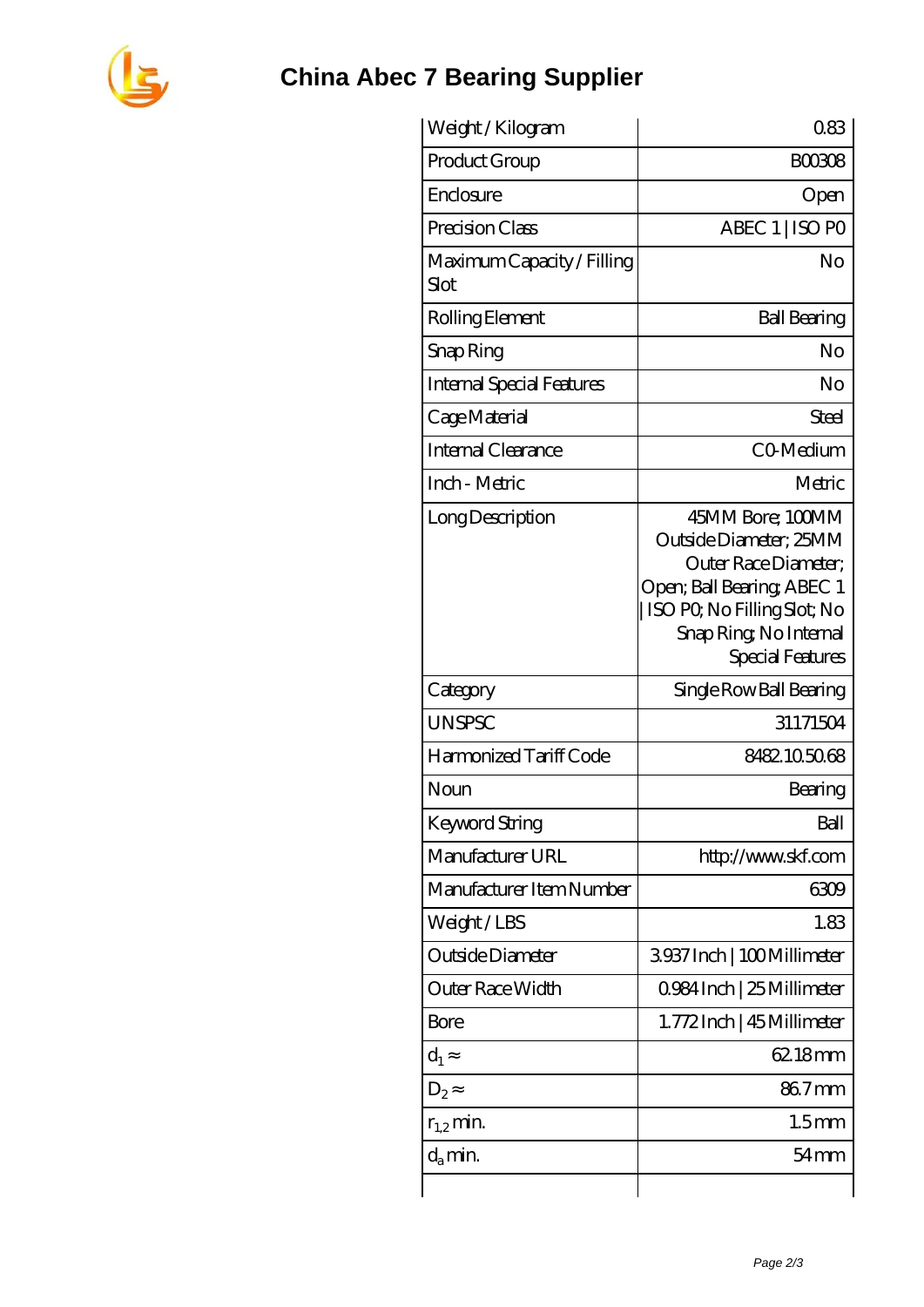# China Abec 7 Bearing Supplier

| | |
|---|---|
| Weight / Kilogram | 0.83 |
| Product Group | B00308 |
| Enclosure | Open |
| Precision Class | ABEC 1 \| ISO P0 |
| Maximum Capacity / Filling Slot | No |
| Rolling Element | Ball Bearing |
| Snap Ring | No |
| Internal Special Features | No |
| Cage Material | Steel |
| Internal Clearance | C0-Medium |
| Inch - Metric | Metric |
| Long Description | 45MM Bore; 100MM Outside Diameter; 25MM Outer Race Diameter; Open; Ball Bearing; ABEC 1 \| ISO P0; No Filling Slot; No Snap Ring; No Internal Special Features |
| Category | Single Row Ball Bearing |
| UNSPSC | 31171504 |
| Harmonized Tariff Code | 8482.10.50.68 |
| Noun | Bearing |
| Keyword String | Ball |
| Manufacturer URL | http://www.skf.com |
| Manufacturer Item Number | 6309 |
| Weight / LBS | 1.83 |
| Outside Diameter | 3.937 Inch \| 100 Millimeter |
| Outer Race Width | 0.984 Inch \| 25 Millimeter |
| Bore | 1.772 Inch \| 45 Millimeter |
| $d_1 \approx$ | 62.18 mm |
| $D_2 \approx$ | 86.7 mm |
| $r_{1,2}$ min. | 1.5 mm |
| $d_a$ min. | 54 mm |
| | |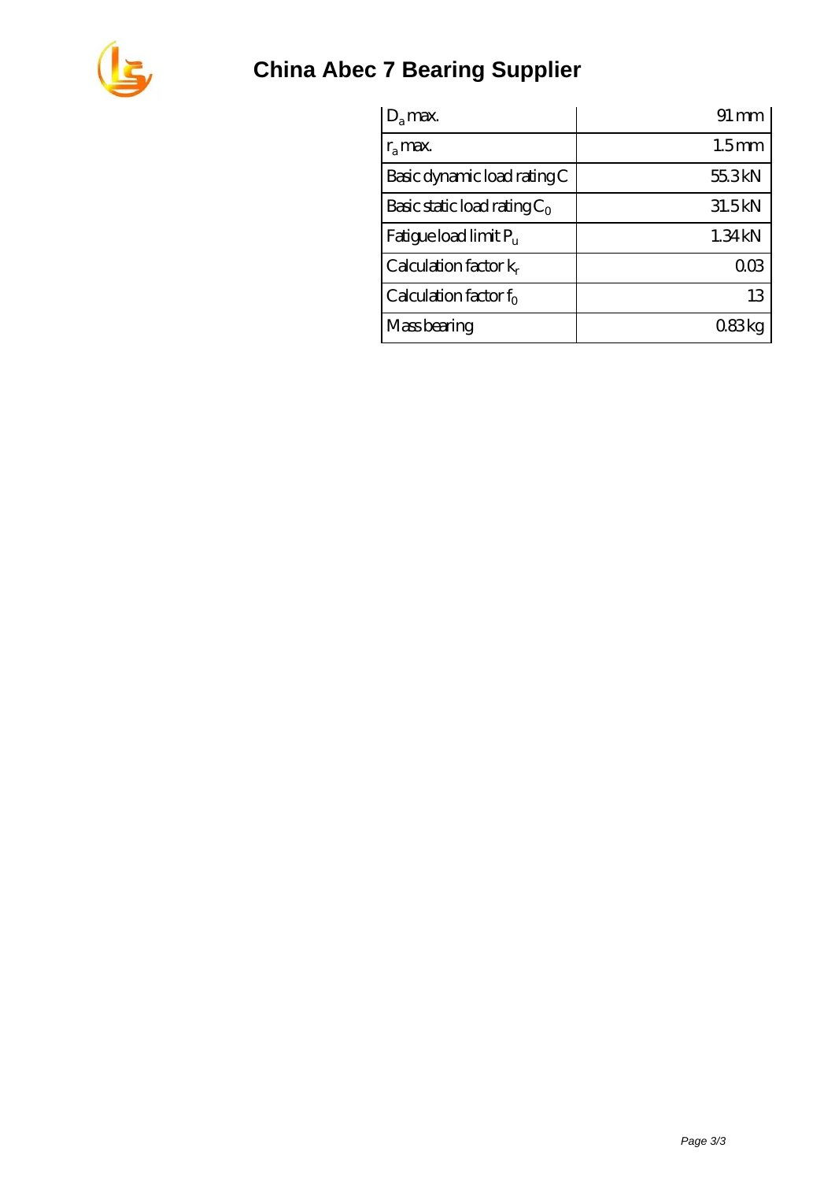# China Abec 7 Bearing Supplier

| | |
|---|---|
| $D_a$ max. | 91 mm |
| $r_a$ max. | 1.5 mm |
| Basic dynamic load rating C | 55.3 kN |
| Basic static load rating $C_0$ | 31.5 kN |
| Fatigue load limit $P_u$ | 1.34 kN |
| Calculation factor $k_r$ | 0.03 |
| Calculation factor $f_0$ | 13 |
| Mass bearing | 0.83 kg |